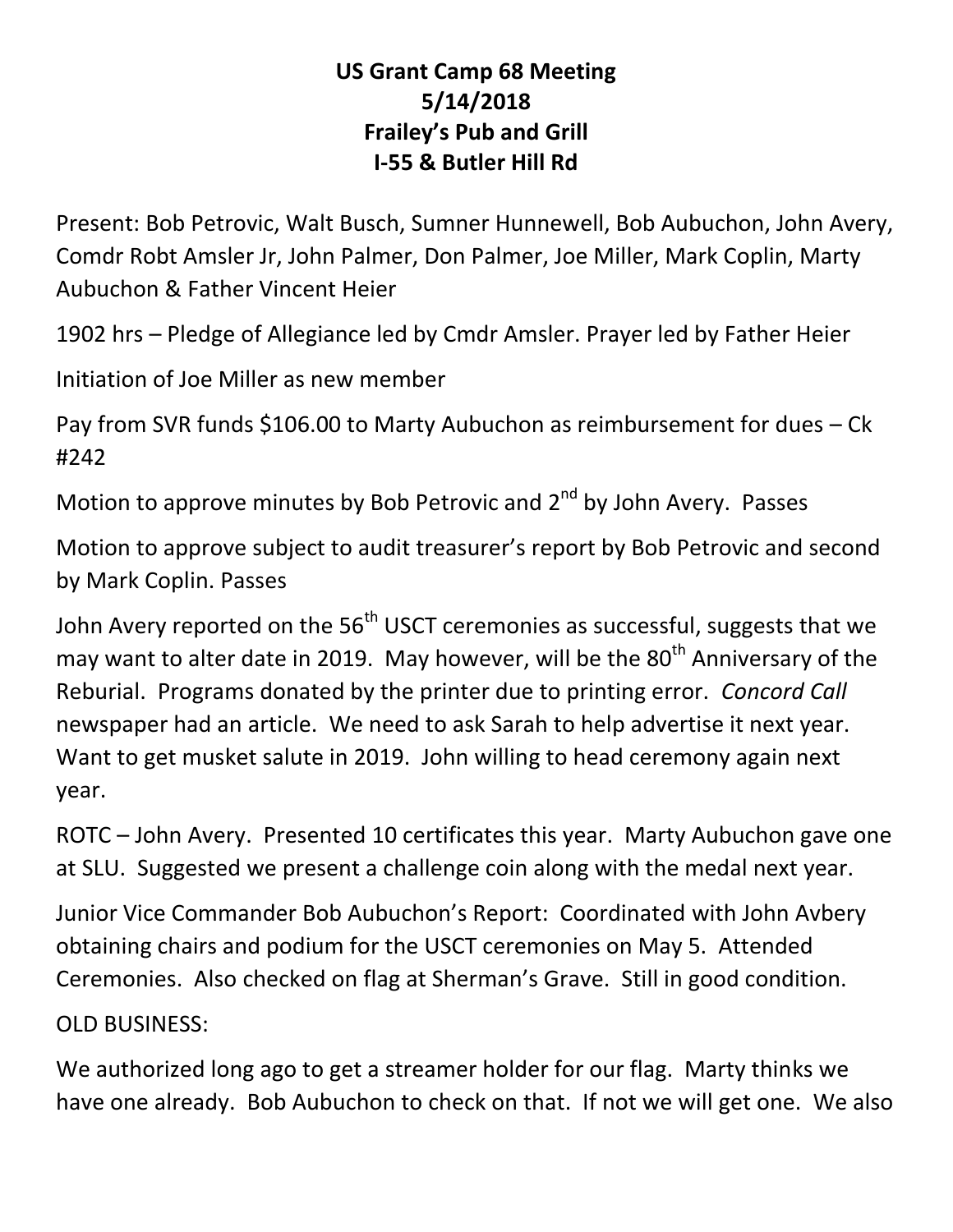**US Grant Camp 68 Meeting**
**5/14/2018**
**Frailey's Pub and Grill**
**I-55 & Butler Hill Rd**

Present: Bob Petrovic, Walt Busch, Sumner Hunnewell, Bob Aubuchon, John Avery, Comdr Robt Amsler Jr, John Palmer, Don Palmer, Joe Miller, Mark Coplin, Marty Aubuchon & Father Vincent Heier

1902 hrs – Pledge of Allegiance led by Cmdr Amsler. Prayer led by Father Heier

Initiation of Joe Miller as new member

Pay from SVR funds $106.00 to Marty Aubuchon as reimbursement for dues – Ck #242

Motion to approve minutes by Bob Petrovic and 2nd by John Avery. Passes

Motion to approve subject to audit treasurer's report by Bob Petrovic and second by Mark Coplin. Passes

John Avery reported on the 56th USCT ceremonies as successful, suggests that we may want to alter date in 2019. May however, will be the 80th Anniversary of the Reburial. Programs donated by the printer due to printing error. *Concord Call* newspaper had an article. We need to ask Sarah to help advertise it next year. Want to get musket salute in 2019. John willing to head ceremony again next year.

ROTC – John Avery. Presented 10 certificates this year. Marty Aubuchon gave one at SLU. Suggested we present a challenge coin along with the medal next year.

Junior Vice Commander Bob Aubuchon's Report: Coordinated with John Avbery obtaining chairs and podium for the USCT ceremonies on May 5. Attended Ceremonies. Also checked on flag at Sherman's Grave. Still in good condition.

OLD BUSINESS:

We authorized long ago to get a streamer holder for our flag. Marty thinks we have one already. Bob Aubuchon to check on that. If not we will get one. We also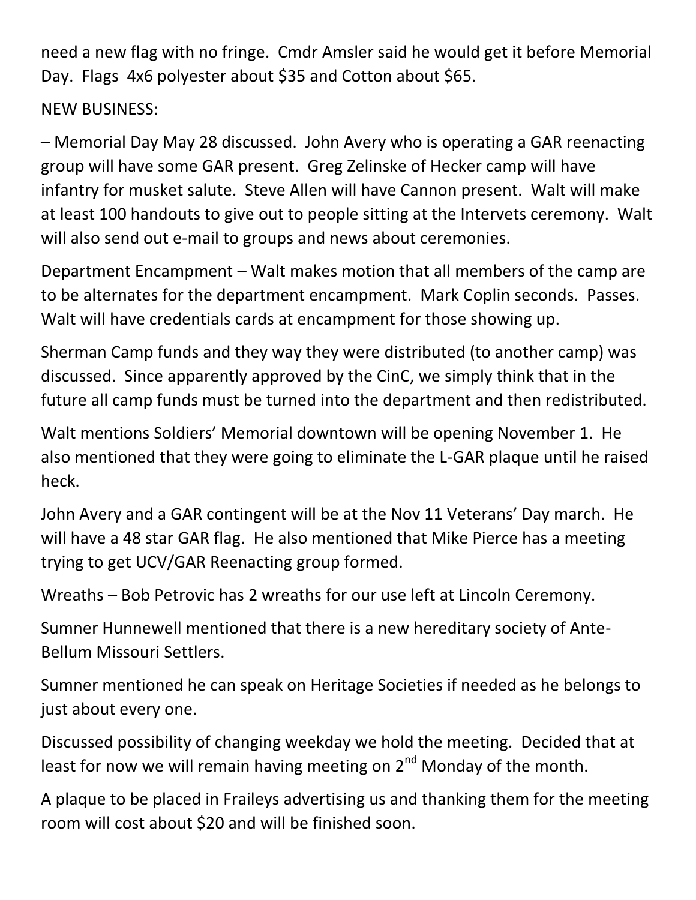need a new flag with no fringe. Cmdr Amsler said he would get it before Memorial Day. Flags 4x6 polyester about $35 and Cotton about $65.

NEW BUSINESS:

– Memorial Day May 28 discussed. John Avery who is operating a GAR reenacting group will have some GAR present. Greg Zelinske of Hecker camp will have infantry for musket salute. Steve Allen will have Cannon present. Walt will make at least 100 handouts to give out to people sitting at the Intervets ceremony. Walt will also send out e-mail to groups and news about ceremonies.

Department Encampment – Walt makes motion that all members of the camp are to be alternates for the department encampment. Mark Coplin seconds. Passes. Walt will have credentials cards at encampment for those showing up.

Sherman Camp funds and they way they were distributed (to another camp) was discussed. Since apparently approved by the CinC, we simply think that in the future all camp funds must be turned into the department and then redistributed.

Walt mentions Soldiers' Memorial downtown will be opening November 1. He also mentioned that they were going to eliminate the L-GAR plaque until he raised heck.

John Avery and a GAR contingent will be at the Nov 11 Veterans' Day march. He will have a 48 star GAR flag. He also mentioned that Mike Pierce has a meeting trying to get UCV/GAR Reenacting group formed.

Wreaths – Bob Petrovic has 2 wreaths for our use left at Lincoln Ceremony.

Sumner Hunnewell mentioned that there is a new hereditary society of Ante-Bellum Missouri Settlers.

Sumner mentioned he can speak on Heritage Societies if needed as he belongs to just about every one.

Discussed possibility of changing weekday we hold the meeting. Decided that at least for now we will remain having meeting on 2nd Monday of the month.

A plaque to be placed in Fraileys advertising us and thanking them for the meeting room will cost about $20 and will be finished soon.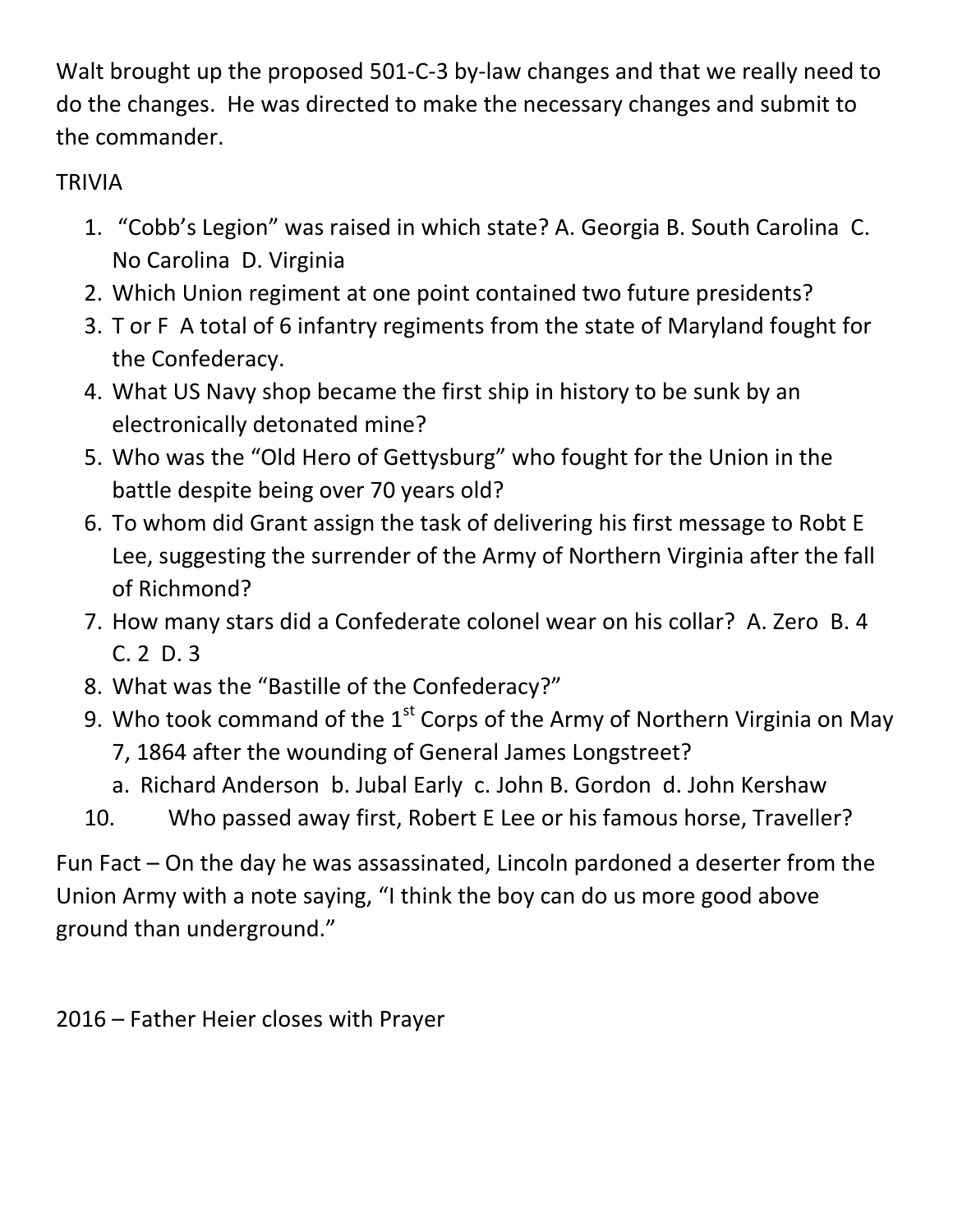Walt brought up the proposed 501-C-3 by-law changes and that we really need to do the changes. He was directed to make the necessary changes and submit to the commander.

TRIVIA

1. "Cobb's Legion" was raised in which state? A. Georgia B. South Carolina C. No Carolina D. Virginia
2. Which Union regiment at one point contained two future presidents?
3. T or F A total of 6 infantry regiments from the state of Maryland fought for the Confederacy.
4. What US Navy shop became the first ship in history to be sunk by an electronically detonated mine?
5. Who was the "Old Hero of Gettysburg" who fought for the Union in the battle despite being over 70 years old?
6. To whom did Grant assign the task of delivering his first message to Robt E Lee, suggesting the surrender of the Army of Northern Virginia after the fall of Richmond?
7. How many stars did a Confederate colonel wear on his collar? A. Zero B. 4 C. 2 D. 3
8. What was the "Bastille of the Confederacy?"
9. Who took command of the 1st Corps of the Army of Northern Virginia on May 7, 1864 after the wounding of General James Longstreet?
   a. Richard Anderson b. Jubal Early c. John B. Gordon d. John Kershaw
10. Who passed away first, Robert E Lee or his famous horse, Traveller?

Fun Fact – On the day he was assassinated, Lincoln pardoned a deserter from the Union Army with a note saying, "I think the boy can do us more good above ground than underground."

2016 – Father Heier closes with Prayer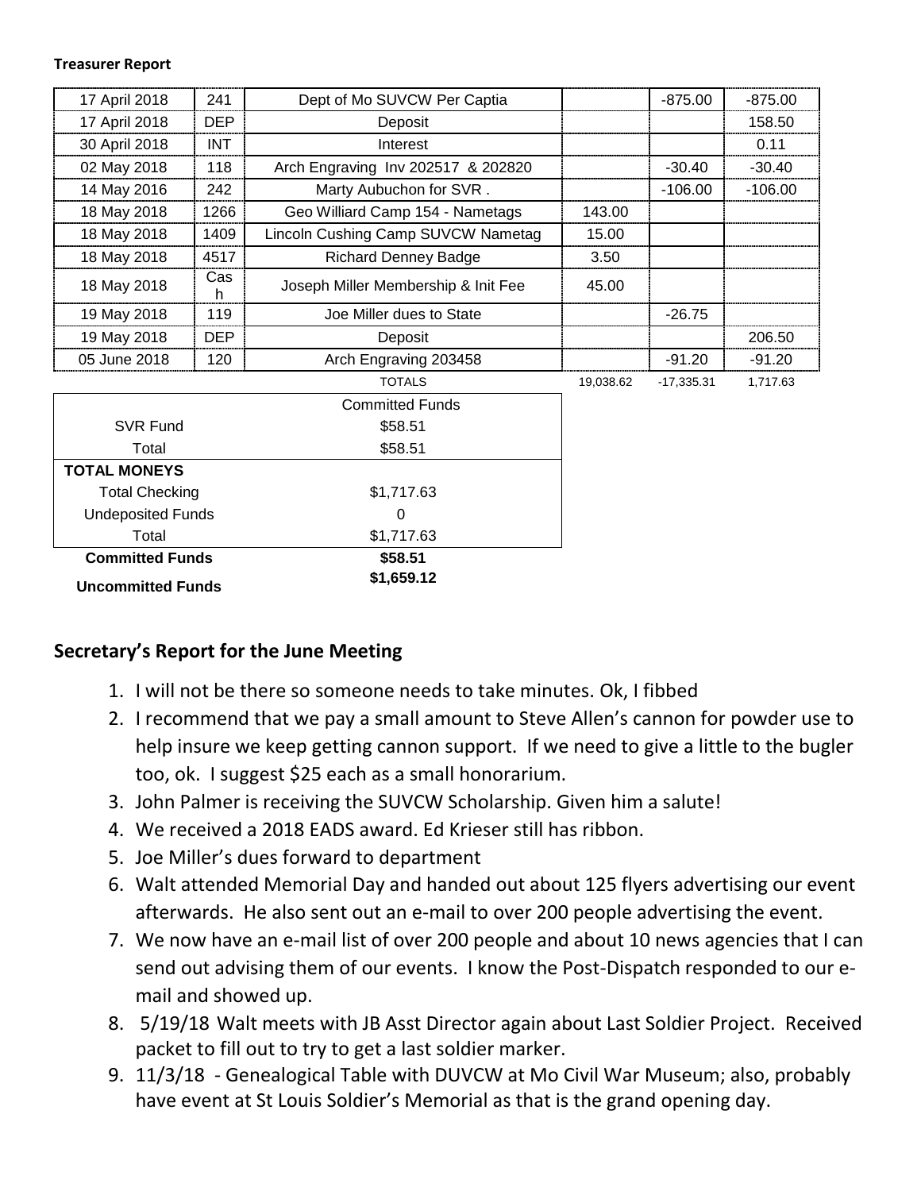**Treasurer Report**

| | | | | | |
|---|---|---|---|---|---|
| 17 April 2018 | 241 | Dept of Mo SUVCW Per Captia | | -875.00 | -875.00 |
| 17 April 2018 | DEP | Deposit | | | 158.50 |
| 30 April 2018 | INT | Interest | | | 0.11 |
| 02 May 2018 | 118 | Arch Engraving Inv 202517 & 202820 | | -30.40 | -30.40 |
| 14 May 2016 | 242 | Marty Aubuchon for SVR . | | -106.00 | -106.00 |
| 18 May 2018 | 1266 | Geo Williard Camp 154 - Nametags | 143.00 | | |
| 18 May 2018 | 1409 | Lincoln Cushing Camp SUVCW Nametag | 15.00 | | |
| 18 May 2018 | 4517 | Richard Denney Badge | 3.50 | | |
| 18 May 2018 | Cash | Joseph Miller Membership & Init Fee | 45.00 | | |
| 19 May 2018 | 119 | Joe Miller dues to State | | -26.75 | |
| 19 May 2018 | DEP | Deposit | | | 206.50 |
| 05 June 2018 | 120 | Arch Engraving 203458 | | -91.20 | -91.20 |
| | | TOTALS | 19,038.62 | -17,335.31 | 1,717.63 |

| | |
|---|---|
| | Committed Funds |
| SVR Fund | $58.51 |
| Total | $58.51 |
| **TOTAL MONEYS** | |
| Total Checking | $1,717.63 |
| Undeposited Funds | 0 |
| Total | $1,717.63 |
| **Committed Funds** | **$58.51** |
| **Uncommitted Funds** | **$1,659.12** |

## Secretary's Report for the June Meeting

1. I will not be there so someone needs to take minutes. Ok, I fibbed
2. I recommend that we pay a small amount to Steve Allen's cannon for powder use to help insure we keep getting cannon support. If we need to give a little to the bugler too, ok. I suggest $25 each as a small honorarium.
3. John Palmer is receiving the SUVCW Scholarship. Given him a salute!
4. We received a 2018 EADS award. Ed Krieser still has ribbon.
5. Joe Miller's dues forward to department
6. Walt attended Memorial Day and handed out about 125 flyers advertising our event afterwards. He also sent out an e-mail to over 200 people advertising the event.
7. We now have an e-mail list of over 200 people and about 10 news agencies that I can send out advising them of our events. I know the Post-Dispatch responded to our e-mail and showed up.
8. 5/19/18 Walt meets with JB Asst Director again about Last Soldier Project. Received packet to fill out to try to get a last soldier marker.
9. 11/3/18 - Genealogical Table with DUVCW at Mo Civil War Museum; also, probably have event at St Louis Soldier's Memorial as that is the grand opening day.